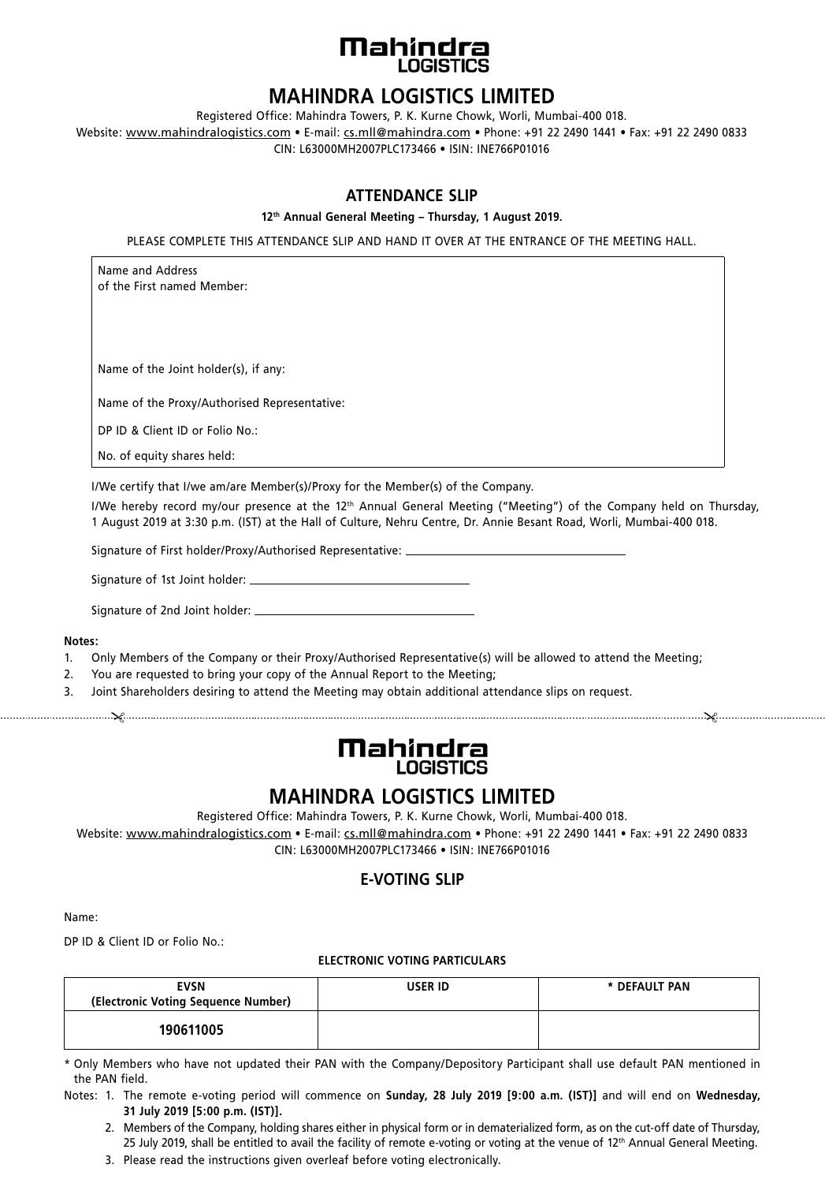**Mahindra LOGISTICS**

# MAHINDRA LOGISTICS LIMITED

Registered Office: Mahindra Towers, P. K. Kurne Chowk, Worli, Mumbai-400 018.

Website: www.mahindralogistics.com • E-mail: cs.mll@mahindra.com • Phone: +91 22 2490 1441 • Fax: +91 22 2490 0833

CIN: L63000MH2007PLC173466 • ISIN: INE766P01016

## ATTENDANCE SLIP

**12th Annual General Meeting – Thursday, 1 August 2019.**

PLEASE COMPLETE THIS ATTENDANCE SLIP AND HAND IT OVER AT THE ENTRANCE OF THE MEETING HALL.

| Name and Address of the First named Member: |
|---|
| Name of the Joint holder(s), if any: |
| Name of the Proxy/Authorised Representative: |
| DP ID & Client ID or Folio No.: |
| No. of equity shares held: |

I/We certify that I/we am/are Member(s)/Proxy for the Member(s) of the Company.

I/We hereby record my/our presence at the 12th Annual General Meeting ("Meeting") of the Company held on Thursday, 1 August 2019 at 3:30 p.m. (IST) at the Hall of Culture, Nehru Centre, Dr. Annie Besant Road, Worli, Mumbai-400 018.

Signature of First holder/Proxy/Authorised Representative: ____________________

Signature of 1st Joint holder: ____________________

Signature of 2nd Joint holder: ____________________

**Notes:**

1. Only Members of the Company or their Proxy/Authorised Representative(s) will be allowed to attend the Meeting;
2. You are requested to bring your copy of the Annual Report to the Meeting;
3. Joint Shareholders desiring to attend the Meeting may obtain additional attendance slips on request.

---

**Mahindra LOGISTICS**

# MAHINDRA LOGISTICS LIMITED

Registered Office: Mahindra Towers, P. K. Kurne Chowk, Worli, Mumbai-400 018.

Website: www.mahindralogistics.com • E-mail: cs.mll@mahindra.com • Phone: +91 22 2490 1441 • Fax: +91 22 2490 0833

CIN: L63000MH2007PLC173466 • ISIN: INE766P01016

## E-VOTING SLIP

Name:

DP ID & Client ID or Folio No.:

**ELECTRONIC VOTING PARTICULARS**

| EVSN (Electronic Voting Sequence Number) | USER ID | * DEFAULT PAN |
|---|---|---|
| **190611005** | | |

\* Only Members who have not updated their PAN with the Company/Depository Participant shall use default PAN mentioned in the PAN field.

Notes:

1. The remote e-voting period will commence on **Sunday, 28 July 2019 [9:00 a.m. (IST)]** and will end on **Wednesday, 31 July 2019 [5:00 p.m. (IST)].**
2. Members of the Company, holding shares either in physical form or in dematerialized form, as on the cut-off date of Thursday, 25 July 2019, shall be entitled to avail the facility of remote e-voting or voting at the venue of 12th Annual General Meeting.
3. Please read the instructions given overleaf before voting electronically.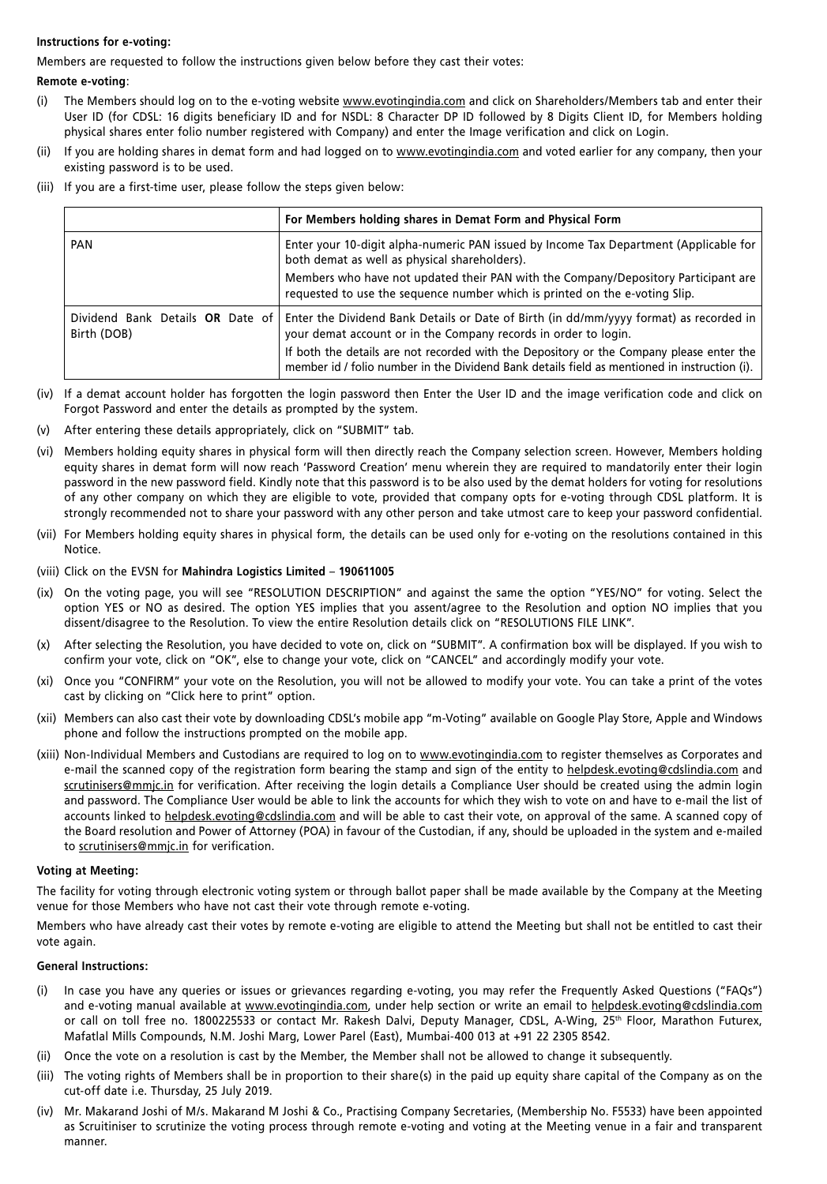**Instructions for e-voting:**

Members are requested to follow the instructions given below before they cast their votes:

**Remote e-voting**:

(i) The Members should log on to the e-voting website www.evotingindia.com and click on Shareholders/Members tab and enter their User ID (for CDSL: 16 digits beneficiary ID and for NSDL: 8 Character DP ID followed by 8 Digits Client ID, for Members holding physical shares enter folio number registered with Company) and enter the Image verification and click on Login.

(ii) If you are holding shares in demat form and had logged on to www.evotingindia.com and voted earlier for any company, then your existing password is to be used.

(iii) If you are a first-time user, please follow the steps given below:

| | For Members holding shares in Demat Form and Physical Form |
|---|---|
| PAN | Enter your 10-digit alpha-numeric PAN issued by Income Tax Department (Applicable for both demat as well as physical shareholders).<br>Members who have not updated their PAN with the Company/Depository Participant are requested to use the sequence number which is printed on the e-voting Slip. |
| Dividend Bank Details **OR** Date of Birth (DOB) | Enter the Dividend Bank Details or Date of Birth (in dd/mm/yyyy format) as recorded in your demat account or in the Company records in order to login.<br>If both the details are not recorded with the Depository or the Company please enter the member id / folio number in the Dividend Bank details field as mentioned in instruction (i). |

(iv) If a demat account holder has forgotten the login password then Enter the User ID and the image verification code and click on Forgot Password and enter the details as prompted by the system.

(v) After entering these details appropriately, click on "SUBMIT" tab.

(vi) Members holding equity shares in physical form will then directly reach the Company selection screen. However, Members holding equity shares in demat form will now reach 'Password Creation' menu wherein they are required to mandatorily enter their login password in the new password field. Kindly note that this password is to be also used by the demat holders for voting for resolutions of any other company on which they are eligible to vote, provided that company opts for e-voting through CDSL platform. It is strongly recommended not to share your password with any other person and take utmost care to keep your password confidential.

(vii) For Members holding equity shares in physical form, the details can be used only for e-voting on the resolutions contained in this Notice.

(viii) Click on the EVSN for **Mahindra Logistics Limited** – **190611005**

(ix) On the voting page, you will see "RESOLUTION DESCRIPTION" and against the same the option "YES/NO" for voting. Select the option YES or NO as desired. The option YES implies that you assent/agree to the Resolution and option NO implies that you dissent/disagree to the Resolution. To view the entire Resolution details click on "RESOLUTIONS FILE LINK".

(x) After selecting the Resolution, you have decided to vote on, click on "SUBMIT". A confirmation box will be displayed. If you wish to confirm your vote, click on "OK", else to change your vote, click on "CANCEL" and accordingly modify your vote.

(xi) Once you "CONFIRM" your vote on the Resolution, you will not be allowed to modify your vote. You can take a print of the votes cast by clicking on "Click here to print" option.

(xii) Members can also cast their vote by downloading CDSL's mobile app "m-Voting" available on Google Play Store, Apple and Windows phone and follow the instructions prompted on the mobile app.

(xiii) Non-Individual Members and Custodians are required to log on to www.evotingindia.com to register themselves as Corporates and e-mail the scanned copy of the registration form bearing the stamp and sign of the entity to helpdesk.evoting@cdslindia.com and scrutinisers@mmjc.in for verification. After receiving the login details a Compliance User should be created using the admin login and password. The Compliance User would be able to link the accounts for which they wish to vote on and have to e-mail the list of accounts linked to helpdesk.evoting@cdslindia.com and will be able to cast their vote, on approval of the same. A scanned copy of the Board resolution and Power of Attorney (POA) in favour of the Custodian, if any, should be uploaded in the system and e-mailed to scrutinisers@mmjc.in for verification.

**Voting at Meeting:**

The facility for voting through electronic voting system or through ballot paper shall be made available by the Company at the Meeting venue for those Members who have not cast their vote through remote e-voting.

Members who have already cast their votes by remote e-voting are eligible to attend the Meeting but shall not be entitled to cast their vote again.

**General Instructions:**

(i) In case you have any queries or issues or grievances regarding e-voting, you may refer the Frequently Asked Questions ("FAQs") and e-voting manual available at www.evotingindia.com, under help section or write an email to helpdesk.evoting@cdslindia.com or call on toll free no. 1800225533 or contact Mr. Rakesh Dalvi, Deputy Manager, CDSL, A-Wing, 25th Floor, Marathon Futurex, Mafatlal Mills Compounds, N.M. Joshi Marg, Lower Parel (East), Mumbai-400 013 at +91 22 2305 8542.

(ii) Once the vote on a resolution is cast by the Member, the Member shall not be allowed to change it subsequently.

(iii) The voting rights of Members shall be in proportion to their share(s) in the paid up equity share capital of the Company as on the cut-off date i.e. Thursday, 25 July 2019.

(iv) Mr. Makarand Joshi of M/s. Makarand M Joshi & Co., Practising Company Secretaries, (Membership No. F5533) have been appointed as Scruitiniser to scrutinize the voting process through remote e-voting and voting at the Meeting venue in a fair and transparent manner.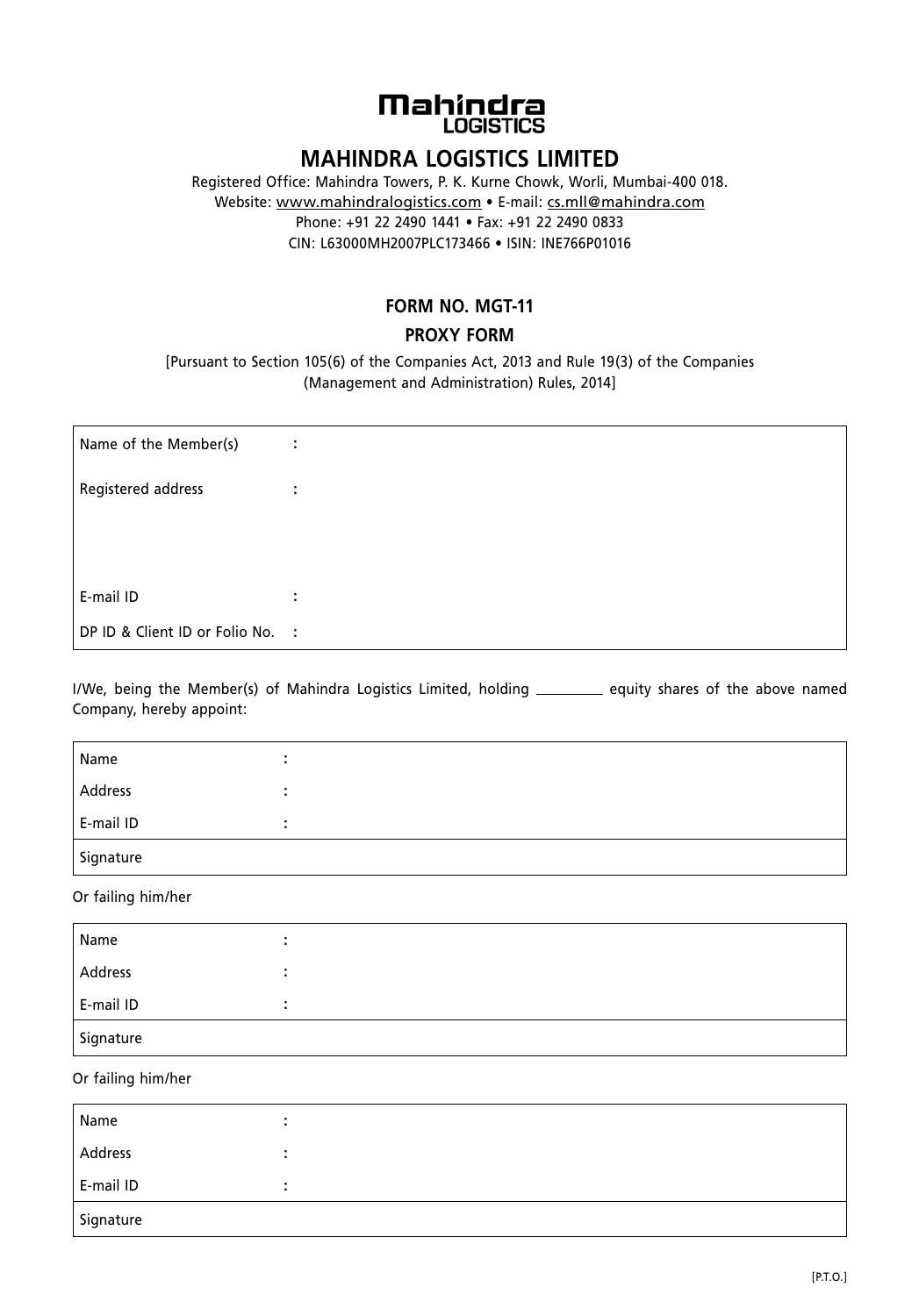Mahindra LOGISTICS

# MAHINDRA LOGISTICS LIMITED

Registered Office: Mahindra Towers, P. K. Kurne Chowk, Worli, Mumbai-400 018.
Website: www.mahindralogistics.com • E-mail: cs.mll@mahindra.com
Phone: +91 22 2490 1441 • Fax: +91 22 2490 0833
CIN: L63000MH2007PLC173466 • ISIN: INE766P01016

## FORM NO. MGT-11

## PROXY FORM

[Pursuant to Section 105(6) of the Companies Act, 2013 and Rule 19(3) of the Companies (Management and Administration) Rules, 2014]

| | | |
|---|---|---|
| Name of the Member(s) | : | |
| Registered address | : | |
| E-mail ID | : | |
| DP ID & Client ID or Folio No. | : | |

I/We, being the Member(s) of Mahindra Logistics Limited, holding ________ equity shares of the above named Company, hereby appoint:

| | | |
|---|---|---|
| Name | : | |
| Address | : | |
| E-mail ID | : | |
| Signature | | |

Or failing him/her

| | | |
|---|---|---|
| Name | : | |
| Address | : | |
| E-mail ID | : | |
| Signature | | |

Or failing him/her

| | | |
|---|---|---|
| Name | : | |
| Address | : | |
| E-mail ID | : | |
| Signature | | |

[P.T.O.]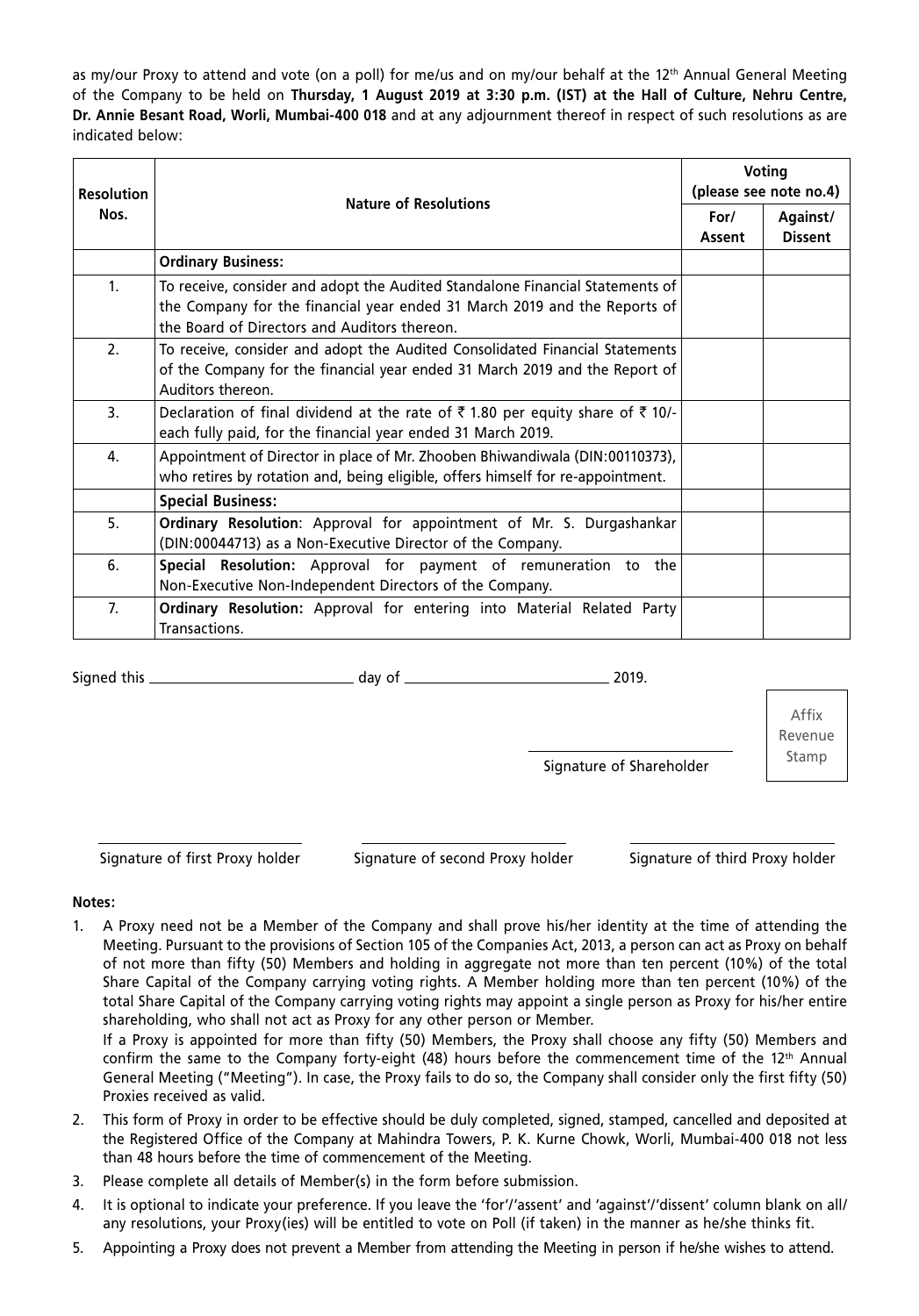as my/our Proxy to attend and vote (on a poll) for me/us and on my/our behalf at the 12th Annual General Meeting of the Company to be held on **Thursday, 1 August 2019 at 3:30 p.m. (IST) at the Hall of Culture, Nehru Centre, Dr. Annie Besant Road, Worli, Mumbai-400 018** and at any adjournment thereof in respect of such resolutions as are indicated below:

| Resolution Nos. | Nature of Resolutions | Voting (please see note no.4) | |
|---|---|---|---|
| | | For/ Assent | Against/ Dissent |
| | **Ordinary Business:** | | |
| 1. | To receive, consider and adopt the Audited Standalone Financial Statements of the Company for the financial year ended 31 March 2019 and the Reports of the Board of Directors and Auditors thereon. | | |
| 2. | To receive, consider and adopt the Audited Consolidated Financial Statements of the Company for the financial year ended 31 March 2019 and the Report of Auditors thereon. | | |
| 3. | Declaration of final dividend at the rate of ₹ 1.80 per equity share of ₹ 10/- each fully paid, for the financial year ended 31 March 2019. | | |
| 4. | Appointment of Director in place of Mr. Zhooben Bhiwandiwala (DIN:00110373), who retires by rotation and, being eligible, offers himself for re-appointment. | | |
| | **Special Business:** | | |
| 5. | **Ordinary Resolution**: Approval for appointment of Mr. S. Durgashankar (DIN:00044713) as a Non-Executive Director of the Company. | | |
| 6. | **Special Resolution:** Approval for payment of remuneration to the Non-Executive Non-Independent Directors of the Company. | | |
| 7. | **Ordinary Resolution:** Approval for entering into Material Related Party Transactions. | | |

Signed this \_\_\_\_\_\_\_\_\_\_\_\_\_\_\_\_\_\_\_\_ day of \_\_\_\_\_\_\_\_\_\_\_\_\_\_\_\_\_\_\_\_ 2019.

Affix Revenue Stamp

\_\_\_\_\_\_\_\_\_\_\_\_\_\_\_\_\_\_\_\_
Signature of Shareholder

\_\_\_\_\_\_\_\_\_\_\_\_\_\_\_\_\_\_\_\_ Signature of first Proxy holder

\_\_\_\_\_\_\_\_\_\_\_\_\_\_\_\_\_\_\_\_ Signature of second Proxy holder

\_\_\_\_\_\_\_\_\_\_\_\_\_\_\_\_\_\_\_\_ Signature of third Proxy holder

**Notes:**

1. A Proxy need not be a Member of the Company and shall prove his/her identity at the time of attending the Meeting. Pursuant to the provisions of Section 105 of the Companies Act, 2013, a person can act as Proxy on behalf of not more than fifty (50) Members and holding in aggregate not more than ten percent (10%) of the total Share Capital of the Company carrying voting rights. A Member holding more than ten percent (10%) of the total Share Capital of the Company carrying voting rights may appoint a single person as Proxy for his/her entire shareholding, who shall not act as Proxy for any other person or Member.

   If a Proxy is appointed for more than fifty (50) Members, the Proxy shall choose any fifty (50) Members and confirm the same to the Company forty-eight (48) hours before the commencement time of the 12th Annual General Meeting ("Meeting"). In case, the Proxy fails to do so, the Company shall consider only the first fifty (50) Proxies received as valid.

2. This form of Proxy in order to be effective should be duly completed, signed, stamped, cancelled and deposited at the Registered Office of the Company at Mahindra Towers, P. K. Kurne Chowk, Worli, Mumbai-400 018 not less than 48 hours before the time of commencement of the Meeting.
3. Please complete all details of Member(s) in the form before submission.
4. It is optional to indicate your preference. If you leave the 'for'/'assent' and 'against'/'dissent' column blank on all/ any resolutions, your Proxy(ies) will be entitled to vote on Poll (if taken) in the manner as he/she thinks fit.
5. Appointing a Proxy does not prevent a Member from attending the Meeting in person if he/she wishes to attend.